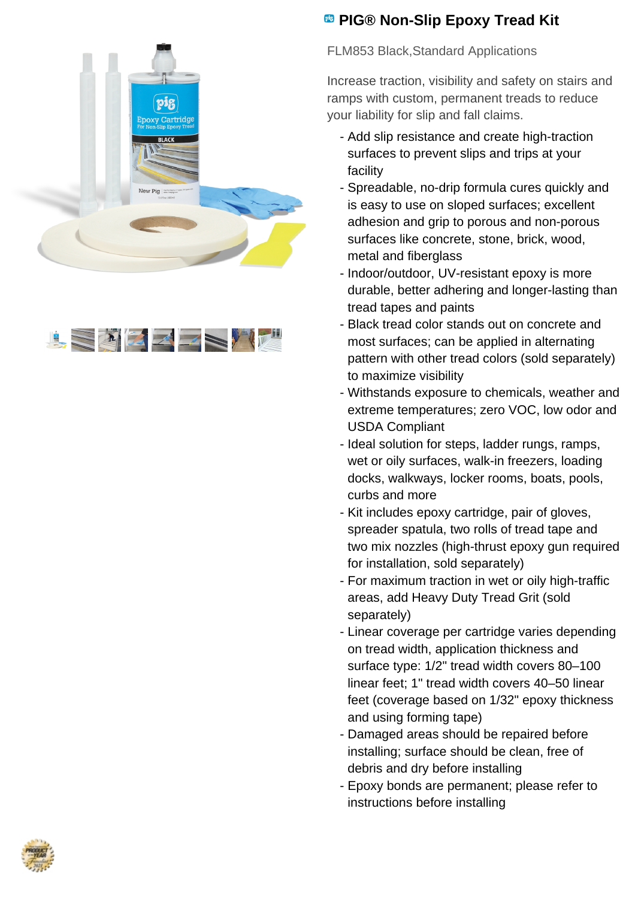# PIG® Non-Slip Epoxy Tread Kit

FLM853 Black,Standard Applications

Increase traction, visibility and safety on stairs and ramps with custom, permanent treads to reduce your liability for slip and fall claims.

- Add slip resistance and create high-traction surfaces to prevent slips and trips at your facility
- Spreadable, no-drip formula cures quickly and is easy to use on sloped surfaces; excellent adhesion and grip to porous and non-porous surfaces like concrete, stone, brick, wood, metal and fiberglass
- Indoor/outdoor, UV-resistant epoxy is more durable, better adhering and longer-lasting than tread tapes and paints
- Black tread color stands out on concrete and most surfaces; can be applied in alternating pattern with other tread colors (sold separately) to maximize visibility
- Withstands exposure to chemicals, weather and extreme temperatures; zero VOC, low odor and USDA Compliant
- Ideal solution for steps, ladder rungs, ramps, wet or oily surfaces, walk-in freezers, loading docks, walkways, locker rooms, boats, pools, curbs and more
- Kit includes epoxy cartridge, pair of gloves, spreader spatula, two rolls of tread tape and two mix nozzles (high-thrust epoxy gun required for installation, sold separately)
- For maximum traction in wet or oily high-traffic areas, add Heavy Duty Tread Grit (sold separately)
- Linear coverage per cartridge varies depending on tread width, application thickness and surface type: 1/2" tread width covers 80–100 linear feet; 1" tread width covers 40–50 linear feet (coverage based on 1/32" epoxy thickness and using forming tape)
- Damaged areas should be repaired before installing; surface should be clean, free of debris and dry before installing
- Epoxy bonds are permanent; please refer to instructions before installing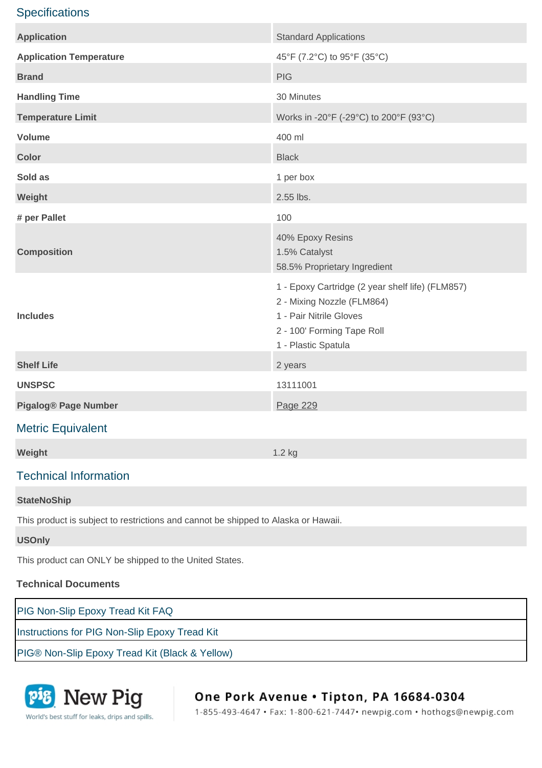## Specifications

| | |
|---|---|
| **Application** | Standard Applications |
| **Application Temperature** | 45°F (7.2°C) to 95°F (35°C) |
| **Brand** | PIG |
| **Handling Time** | 30 Minutes |
| **Temperature Limit** | Works in -20°F (-29°C) to 200°F (93°C) |
| **Volume** | 400 ml |
| **Color** | Black |
| **Sold as** | 1 per box |
| **Weight** | 2.55 lbs. |
| **# per Pallet** | 100 |
| **Composition** | 40% Epoxy Resins<br>1.5% Catalyst<br>58.5% Proprietary Ingredient |
| **Includes** | 1 - Epoxy Cartridge (2 year shelf life) (FLM857)<br>2 - Mixing Nozzle (FLM864)<br>1 - Pair Nitrile Gloves<br>2 - 100' Forming Tape Roll<br>1 - Plastic Spatula |
| **Shelf Life** | 2 years |
| **UNSPSC** | 13111001 |
| **Pigalog® Page Number** | Page 229 |

## Metric Equivalent

| | |
|---|---|
| **Weight** | 1.2 kg |

## Technical Information

**StateNoShip**

This product is subject to restrictions and cannot be shipped to Alaska or Hawaii.

**USOnly**

This product can ONLY be shipped to the United States.

### Technical Documents

- PIG Non-Slip Epoxy Tread Kit FAQ
- Instructions for PIG Non-Slip Epoxy Tread Kit
- PIG® Non-Slip Epoxy Tread Kit (Black & Yellow)

New Pig
World's best stuff for leaks, drips and spills.

One Pork Avenue • Tipton, PA 16684-0304
1-855-493-4647 • Fax: 1-800-621-7447• newpig.com • hothogs@newpig.com